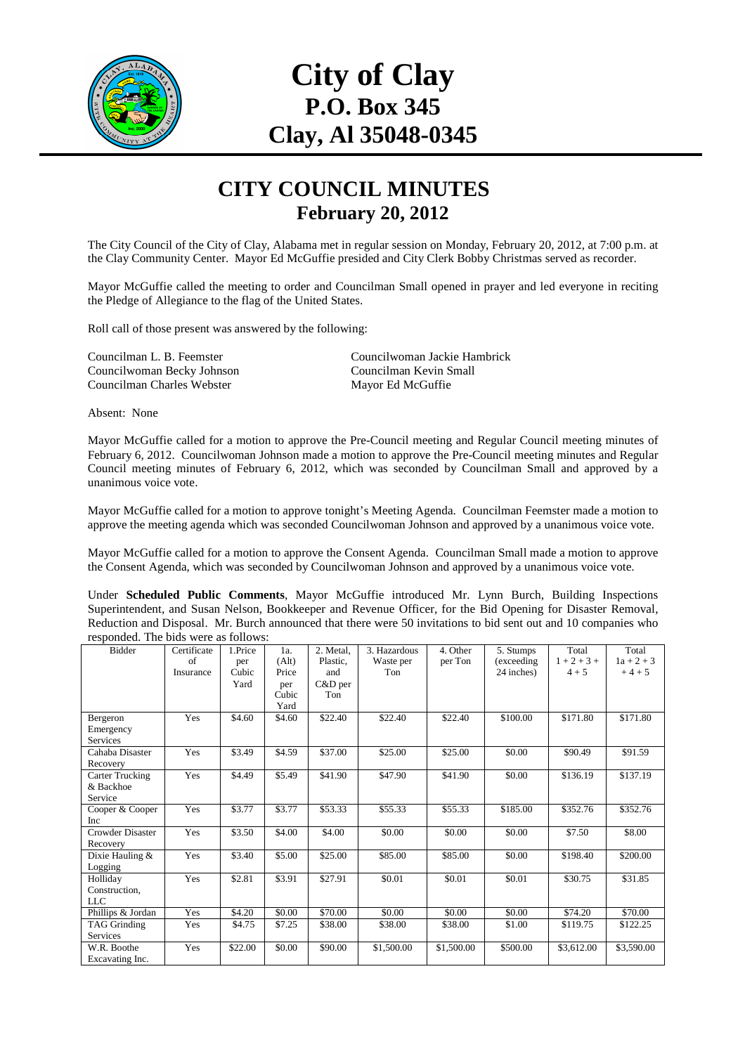# City of Clay
## P.O. Box 345
## Clay, Al 35048-0345

# CITY COUNCIL MINUTES
## February 20, 2012

The City Council of the City of Clay, Alabama met in regular session on Monday, February 20, 2012, at 7:00 p.m. at the Clay Community Center. Mayor Ed McGuffie presided and City Clerk Bobby Christmas served as recorder.

Mayor McGuffie called the meeting to order and Councilman Small opened in prayer and led everyone in reciting the Pledge of Allegiance to the flag of the United States.

Roll call of those present was answered by the following:

Councilman L. B. Feemster
Councilwoman Jackie Hambrick
Councilwoman Becky Johnson
Councilman Kevin Small
Councilman Charles Webster
Mayor Ed McGuffie

Absent: None

Mayor McGuffie called for a motion to approve the Pre-Council meeting and Regular Council meeting minutes of February 6, 2012. Councilwoman Johnson made a motion to approve the Pre-Council meeting minutes and Regular Council meeting minutes of February 6, 2012, which was seconded by Councilman Small and approved by a unanimous voice vote.

Mayor McGuffie called for a motion to approve tonight's Meeting Agenda. Councilman Feemster made a motion to approve the meeting agenda which was seconded Councilwoman Johnson and approved by a unanimous voice vote.

Mayor McGuffie called for a motion to approve the Consent Agenda. Councilman Small made a motion to approve the Consent Agenda, which was seconded by Councilwoman Johnson and approved by a unanimous voice vote.

Under **Scheduled Public Comments**, Mayor McGuffie introduced Mr. Lynn Burch, Building Inspections Superintendent, and Susan Nelson, Bookkeeper and Revenue Officer, for the Bid Opening for Disaster Removal, Reduction and Disposal. Mr. Burch announced that there were 50 invitations to bid sent out and 10 companies who responded. The bids were as follows:

| Bidder | Certificate of Insurance | 1.Price per Cubic Yard | 1a. (Alt) Price per Cubic Yard | 2. Metal, Plastic, and C&D per Ton | 3. Hazardous Waste per Ton | 4. Other per Ton | 5. Stumps (exceeding 24 inches) | Total 1 + 2 + 3 + 4 + 5 | Total 1a + 2 + 3 + 4 + 5 |
|---|---|---|---|---|---|---|---|---|---|
| Bergeron Emergency Services | Yes | $4.60 | $4.60 | $22.40 | $22.40 | $22.40 | $100.00 | $171.80 | $171.80 |
| Cahaba Disaster Recovery | Yes | $3.49 | $4.59 | $37.00 | $25.00 | $25.00 | $0.00 | $90.49 | $91.59 |
| Carter Trucking & Backhoe Service | Yes | $4.49 | $5.49 | $41.90 | $47.90 | $41.90 | $0.00 | $136.19 | $137.19 |
| Cooper & Cooper Inc | Yes | $3.77 | $3.77 | $53.33 | $55.33 | $55.33 | $185.00 | $352.76 | $352.76 |
| Crowder Disaster Recovery | Yes | $3.50 | $4.00 | $4.00 | $0.00 | $0.00 | $0.00 | $7.50 | $8.00 |
| Dixie Hauling & Logging | Yes | $3.40 | $5.00 | $25.00 | $85.00 | $85.00 | $0.00 | $198.40 | $200.00 |
| Holliday Construction, LLC | Yes | $2.81 | $3.91 | $27.91 | $0.01 | $0.01 | $0.01 | $30.75 | $31.85 |
| Phillips & Jordan | Yes | $4.20 | $0.00 | $70.00 | $0.00 | $0.00 | $0.00 | $74.20 | $70.00 |
| TAG Grinding Services | Yes | $4.75 | $7.25 | $38.00 | $38.00 | $38.00 | $1.00 | $119.75 | $122.25 |
| W.R. Boothe Excavating Inc. | Yes | $22.00 | $0.00 | $90.00 | $1,500.00 | $1,500.00 | $500.00 | $3,612.00 | $3,590.00 |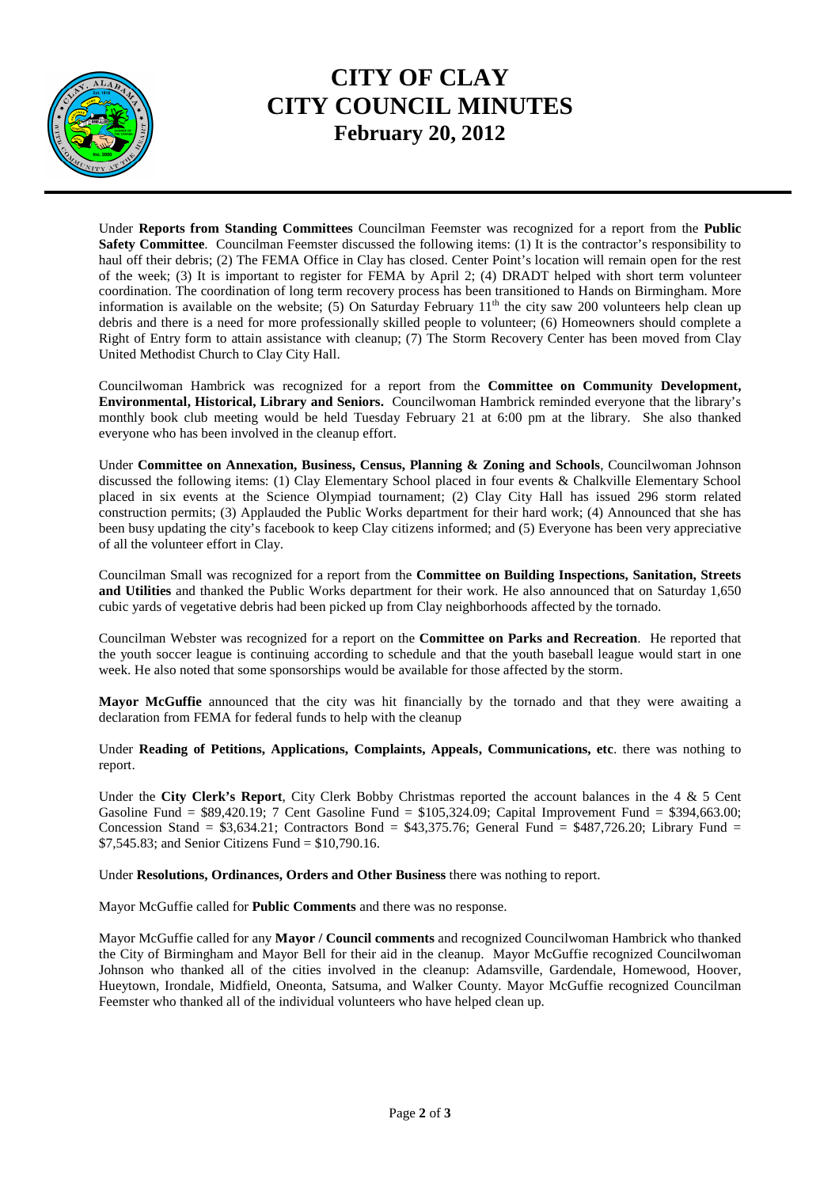# CITY OF CLAY
# CITY COUNCIL MINUTES
## February 20, 2012

Under **Reports from Standing Committees** Councilman Feemster was recognized for a report from the **Public Safety Committee**. Councilman Feemster discussed the following items: (1) It is the contractor's responsibility to haul off their debris; (2) The FEMA Office in Clay has closed. Center Point's location will remain open for the rest of the week; (3) It is important to register for FEMA by April 2; (4) DRADT helped with short term volunteer coordination. The coordination of long term recovery process has been transitioned to Hands on Birmingham. More information is available on the website; (5) On Saturday February 11th the city saw 200 volunteers help clean up debris and there is a need for more professionally skilled people to volunteer; (6) Homeowners should complete a Right of Entry form to attain assistance with cleanup; (7) The Storm Recovery Center has been moved from Clay United Methodist Church to Clay City Hall.

Councilwoman Hambrick was recognized for a report from the **Committee on Community Development, Environmental, Historical, Library and Seniors.** Councilwoman Hambrick reminded everyone that the library's monthly book club meeting would be held Tuesday February 21 at 6:00 pm at the library. She also thanked everyone who has been involved in the cleanup effort.

Under **Committee on Annexation, Business, Census, Planning & Zoning and Schools**, Councilwoman Johnson discussed the following items: (1) Clay Elementary School placed in four events & Chalkville Elementary School placed in six events at the Science Olympiad tournament; (2) Clay City Hall has issued 296 storm related construction permits; (3) Applauded the Public Works department for their hard work; (4) Announced that she has been busy updating the city's facebook to keep Clay citizens informed; and (5) Everyone has been very appreciative of all the volunteer effort in Clay.

Councilman Small was recognized for a report from the **Committee on Building Inspections, Sanitation, Streets and Utilities** and thanked the Public Works department for their work. He also announced that on Saturday 1,650 cubic yards of vegetative debris had been picked up from Clay neighborhoods affected by the tornado.

Councilman Webster was recognized for a report on the **Committee on Parks and Recreation**. He reported that the youth soccer league is continuing according to schedule and that the youth baseball league would start in one week. He also noted that some sponsorships would be available for those affected by the storm.

**Mayor McGuffie** announced that the city was hit financially by the tornado and that they were awaiting a declaration from FEMA for federal funds to help with the cleanup

Under **Reading of Petitions, Applications, Complaints, Appeals, Communications, etc**. there was nothing to report.

Under the **City Clerk's Report**, City Clerk Bobby Christmas reported the account balances in the 4 & 5 Cent Gasoline Fund = $89,420.19; 7 Cent Gasoline Fund = $105,324.09; Capital Improvement Fund = $394,663.00; Concession Stand = $3,634.21; Contractors Bond = $43,375.76; General Fund = $487,726.20; Library Fund = $7,545.83; and Senior Citizens Fund = $10,790.16.

Under **Resolutions, Ordinances, Orders and Other Business** there was nothing to report.

Mayor McGuffie called for **Public Comments** and there was no response.

Mayor McGuffie called for any **Mayor / Council comments** and recognized Councilwoman Hambrick who thanked the City of Birmingham and Mayor Bell for their aid in the cleanup. Mayor McGuffie recognized Councilwoman Johnson who thanked all of the cities involved in the cleanup: Adamsville, Gardendale, Homewood, Hoover, Hueytown, Irondale, Midfield, Oneonta, Satsuma, and Walker County. Mayor McGuffie recognized Councilman Feemster who thanked all of the individual volunteers who have helped clean up.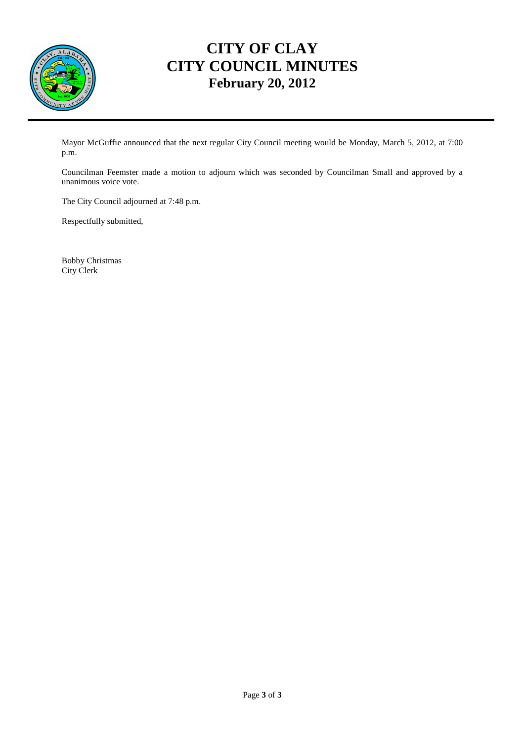# CITY OF CLAY
# CITY COUNCIL MINUTES
## February 20, 2012

Mayor McGuffie announced that the next regular City Council meeting would be Monday, March 5, 2012, at 7:00 p.m.

Councilman Feemster made a motion to adjourn which was seconded by Councilman Small and approved by a unanimous voice vote.

The City Council adjourned at 7:48 p.m.

Respectfully submitted,

Bobby Christmas
City Clerk